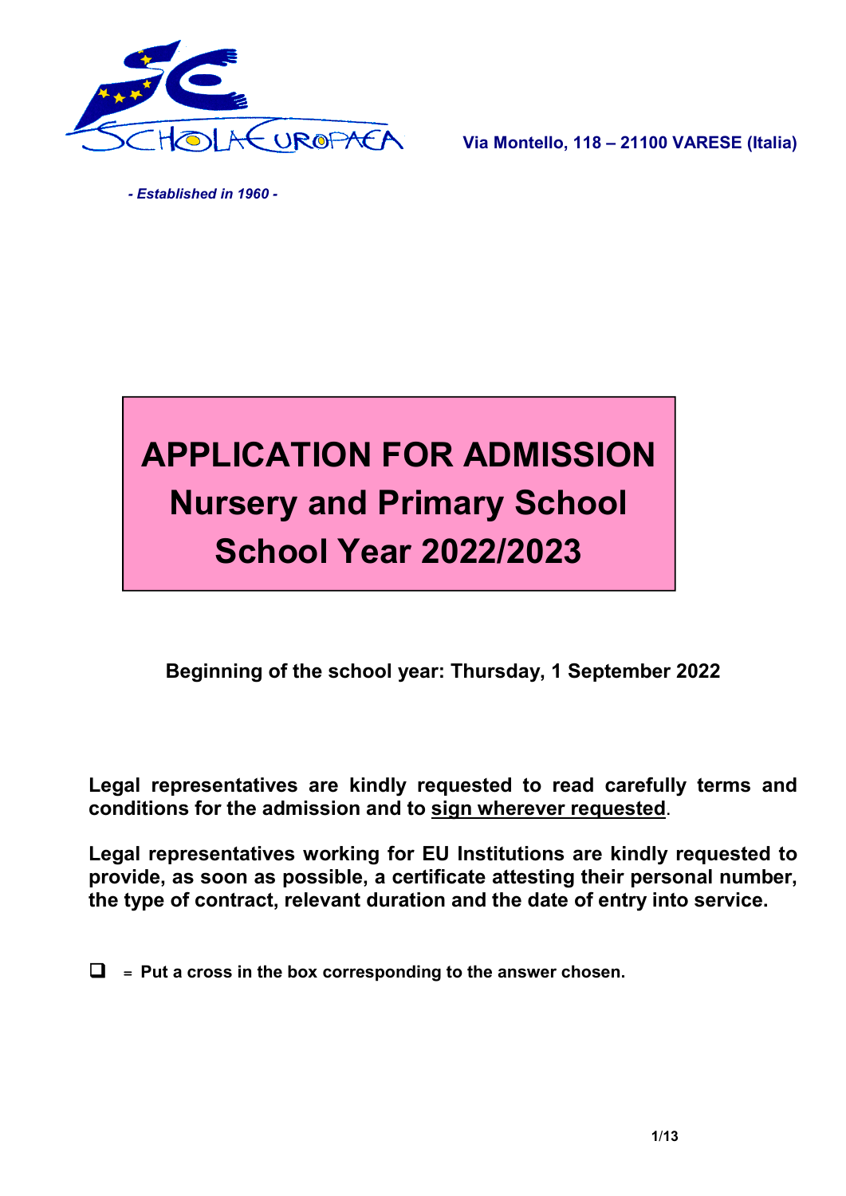Via Montello, 118 – 21100 VARESE (Italia)

*- Established in 1960 -*

# APPLICATION FOR ADMISSION
# Nursery and Primary School
# School Year 2022/2023

**Beginning of the school year: Thursday, 1 September 2022**

**Legal representatives are kindly requested to read carefully terms and conditions for the admission and to sign wherever requested.**

**Legal representatives working for EU Institutions are kindly requested to provide, as soon as possible, a certificate attesting their personal number, the type of contract, relevant duration and the date of entry into service.**

❑ = **Put a cross in the box corresponding to the answer chosen.**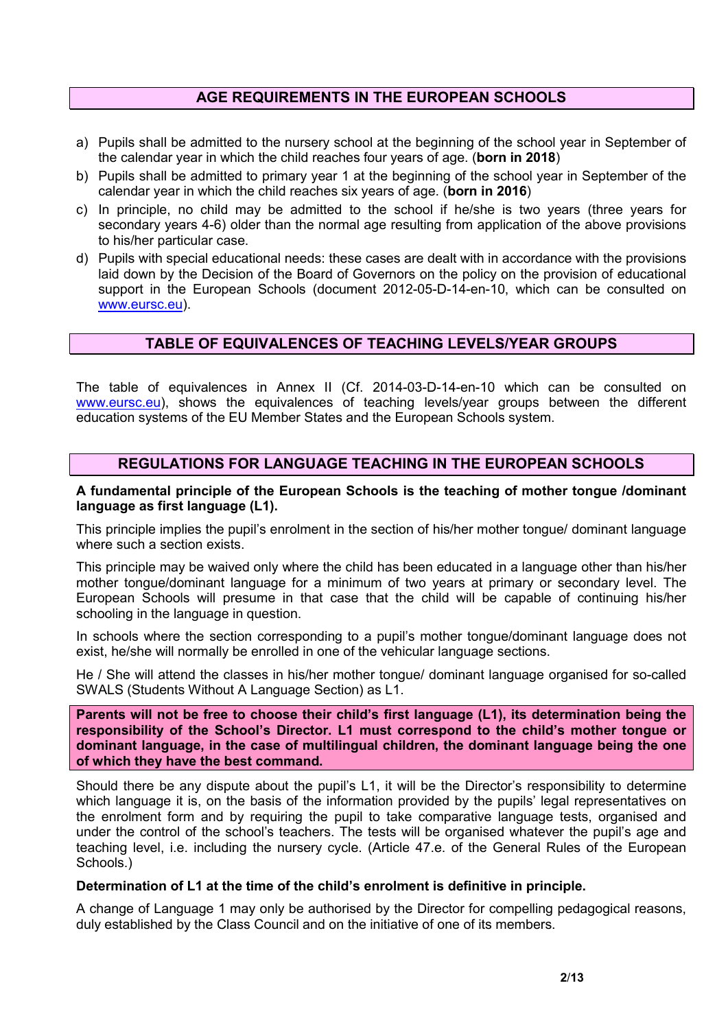## AGE REQUIREMENTS IN THE EUROPEAN SCHOOLS

a) Pupils shall be admitted to the nursery school at the beginning of the school year in September of the calendar year in which the child reaches four years of age. (**born in 2018**)
b) Pupils shall be admitted to primary year 1 at the beginning of the school year in September of the calendar year in which the child reaches six years of age. (**born in 2016**)
c) In principle, no child may be admitted to the school if he/she is two years (three years for secondary years 4-6) older than the normal age resulting from application of the above provisions to his/her particular case.
d) Pupils with special educational needs: these cases are dealt with in accordance with the provisions laid down by the Decision of the Board of Governors on the policy on the provision of educational support in the European Schools (document 2012-05-D-14-en-10, which can be consulted on www.eursc.eu).

## TABLE OF EQUIVALENCES OF TEACHING LEVELS/YEAR GROUPS

The table of equivalences in Annex II (Cf. 2014-03-D-14-en-10 which can be consulted on www.eursc.eu), shows the equivalences of teaching levels/year groups between the different education systems of the EU Member States and the European Schools system.

## REGULATIONS FOR LANGUAGE TEACHING IN THE EUROPEAN SCHOOLS

**A fundamental principle of the European Schools is the teaching of mother tongue /dominant language as first language (L1).**

This principle implies the pupil's enrolment in the section of his/her mother tongue/ dominant language where such a section exists.

This principle may be waived only where the child has been educated in a language other than his/her mother tongue/dominant language for a minimum of two years at primary or secondary level. The European Schools will presume in that case that the child will be capable of continuing his/her schooling in the language in question.

In schools where the section corresponding to a pupil's mother tongue/dominant language does not exist, he/she will normally be enrolled in one of the vehicular language sections.

He / She will attend the classes in his/her mother tongue/ dominant language organised for so-called SWALS (Students Without A Language Section) as L1.

**Parents will not be free to choose their child's first language (L1), its determination being the responsibility of the School's Director. L1 must correspond to the child's mother tongue or dominant language, in the case of multilingual children, the dominant language being the one of which they have the best command.**

Should there be any dispute about the pupil's L1, it will be the Director's responsibility to determine which language it is, on the basis of the information provided by the pupils' legal representatives on the enrolment form and by requiring the pupil to take comparative language tests, organised and under the control of the school's teachers. The tests will be organised whatever the pupil's age and teaching level, i.e. including the nursery cycle. (Article 47.e. of the General Rules of the European Schools.)

**Determination of L1 at the time of the child's enrolment is definitive in principle.**

A change of Language 1 may only be authorised by the Director for compelling pedagogical reasons, duly established by the Class Council and on the initiative of one of its members.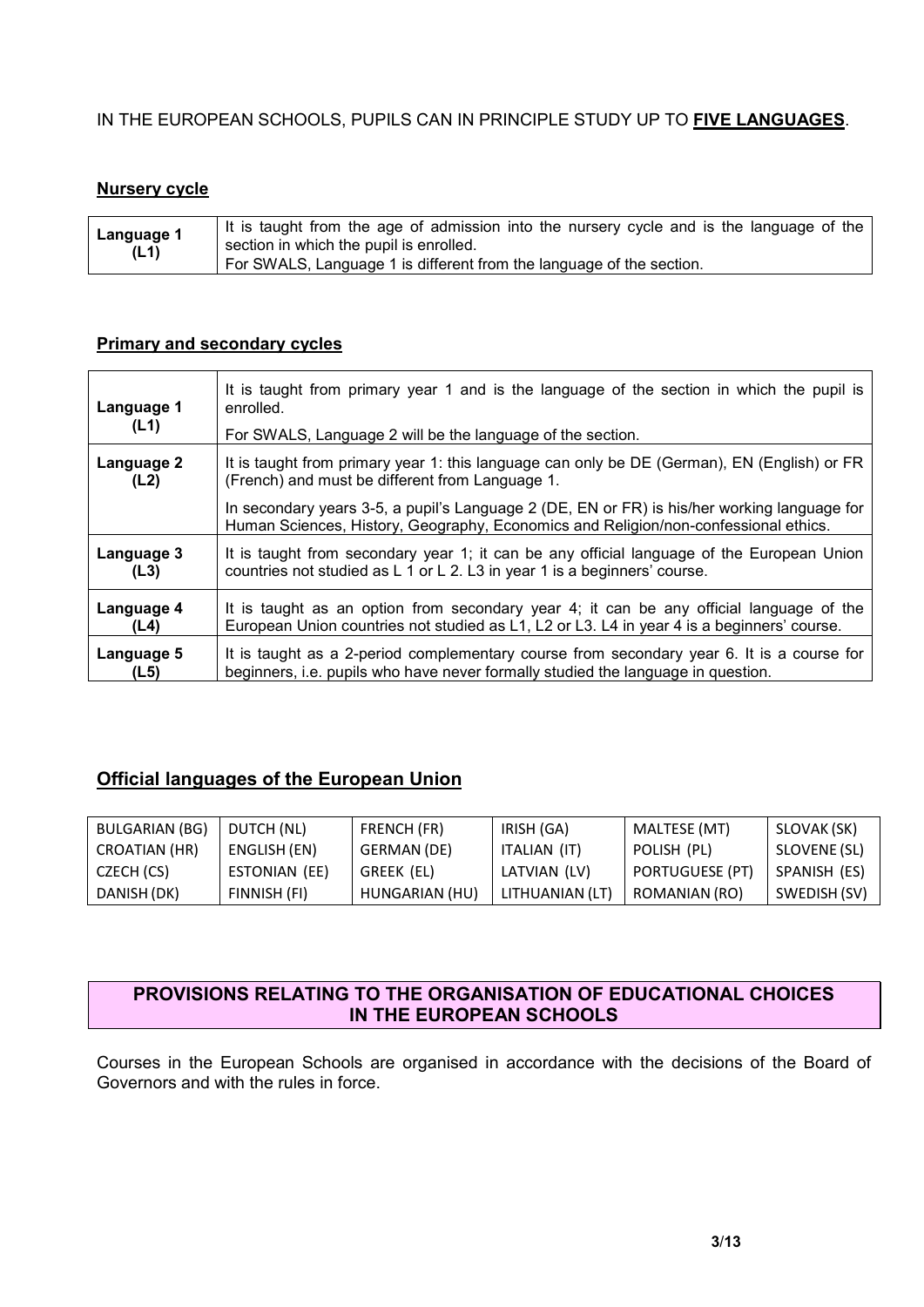IN THE EUROPEAN SCHOOLS, PUPILS CAN IN PRINCIPLE STUDY UP TO **FIVE LANGUAGES**.

### Nursery cycle

| | |
|---|---|
| **Language 1 (L1)** | It is taught from the age of admission into the nursery cycle and is the language of the section in which the pupil is enrolled.<br>For SWALS, Language 1 is different from the language of the section. |

### Primary and secondary cycles

| | |
|---|---|
| **Language 1 (L1)** | It is taught from primary year 1 and is the language of the section in which the pupil is enrolled.<br>For SWALS, Language 2 will be the language of the section. |
| **Language 2 (L2)** | It is taught from primary year 1: this language can only be DE (German), EN (English) or FR (French) and must be different from Language 1.<br>In secondary years 3-5, a pupil's Language 2 (DE, EN or FR) is his/her working language for Human Sciences, History, Geography, Economics and Religion/non-confessional ethics. |
| **Language 3 (L3)** | It is taught from secondary year 1; it can be any official language of the European Union countries not studied as L 1 or L 2. L3 in year 1 is a beginners' course. |
| **Language 4 (L4)** | It is taught as an option from secondary year 4; it can be any official language of the European Union countries not studied as L1, L2 or L3. L4 in year 4 is a beginners' course. |
| **Language 5 (L5)** | It is taught as a 2-period complementary course from secondary year 6. It is a course for beginners, i.e. pupils who have never formally studied the language in question. |

## Official languages of the European Union

| | | | | | |
|---|---|---|---|---|---|
| BULGARIAN (BG) | DUTCH (NL) | FRENCH (FR) | IRISH (GA) | MALTESE (MT) | SLOVAK (SK) |
| CROATIAN (HR) | ENGLISH (EN) | GERMAN (DE) | ITALIAN (IT) | POLISH (PL) | SLOVENE (SL) |
| CZECH (CS) | ESTONIAN (EE) | GREEK (EL) | LATVIAN (LV) | PORTUGUESE (PT) | SPANISH (ES) |
| DANISH (DK) | FINNISH (FI) | HUNGARIAN (HU) | LITHUANIAN (LT) | ROMANIAN (RO) | SWEDISH (SV) |

## PROVISIONS RELATING TO THE ORGANISATION OF EDUCATIONAL CHOICES IN THE EUROPEAN SCHOOLS

Courses in the European Schools are organised in accordance with the decisions of the Board of Governors and with the rules in force.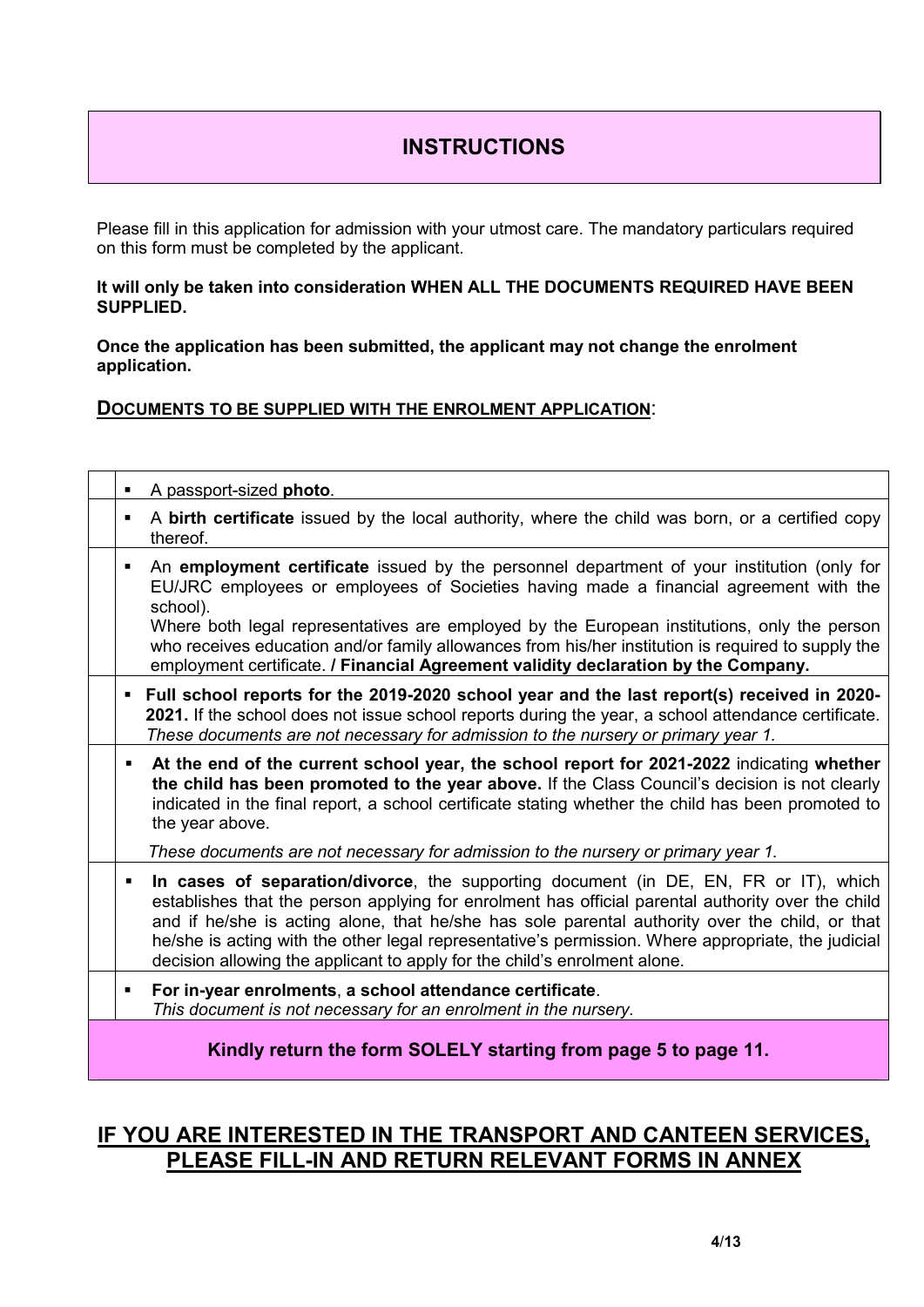# INSTRUCTIONS

Please fill in this application for admission with your utmost care. The mandatory particulars required on this form must be completed by the applicant.

**It will only be taken into consideration WHEN ALL THE DOCUMENTS REQUIRED HAVE BEEN SUPPLIED.**

**Once the application has been submitted, the applicant may not change the enrolment application.**

**<u>DOCUMENTS TO BE SUPPLIED WITH THE ENROLMENT APPLICATION</u>**:

| | |
|---|---|
| | ▪ A passport-sized **photo**. |
| | ▪ A **birth certificate** issued by the local authority, where the child was born, or a certified copy thereof. |
| | ▪ An **employment certificate** issued by the personnel department of your institution (only for EU/JRC employees or employees of Societies having made a financial agreement with the school). Where both legal representatives are employed by the European institutions, only the person who receives education and/or family allowances from his/her institution is required to supply the employment certificate. **/ Financial Agreement validity declaration by the Company.** |
| | ▪ **Full school reports for the 2019-2020 school year and the last report(s) received in 2020-2021.** If the school does not issue school reports during the year, a school attendance certificate. *These documents are not necessary for admission to the nursery or primary year 1.* |
| | ▪ **At the end of the current school year, the school report for 2021-2022** indicating **whether the child has been promoted to the year above.** If the Class Council's decision is not clearly indicated in the final report, a school certificate stating whether the child has been promoted to the year above. *These documents are not necessary for admission to the nursery or primary year 1.* |
| | ▪ **In cases of separation/divorce**, the supporting document (in DE, EN, FR or IT), which establishes that the person applying for enrolment has official parental authority over the child and if he/she is acting alone, that he/she has sole parental authority over the child, or that he/she is acting with the other legal representative's permission. Where appropriate, the judicial decision allowing the applicant to apply for the child's enrolment alone. |
| | ▪ **For in-year enrolments**, **a school attendance certificate**. *This document is not necessary for an enrolment in the nursery.* |

**Kindly return the form SOLELY starting from page 5 to page 11.**

## <u>IF YOU ARE INTERESTED IN THE TRANSPORT AND CANTEEN SERVICES, PLEASE FILL-IN AND RETURN RELEVANT FORMS IN ANNEX</u>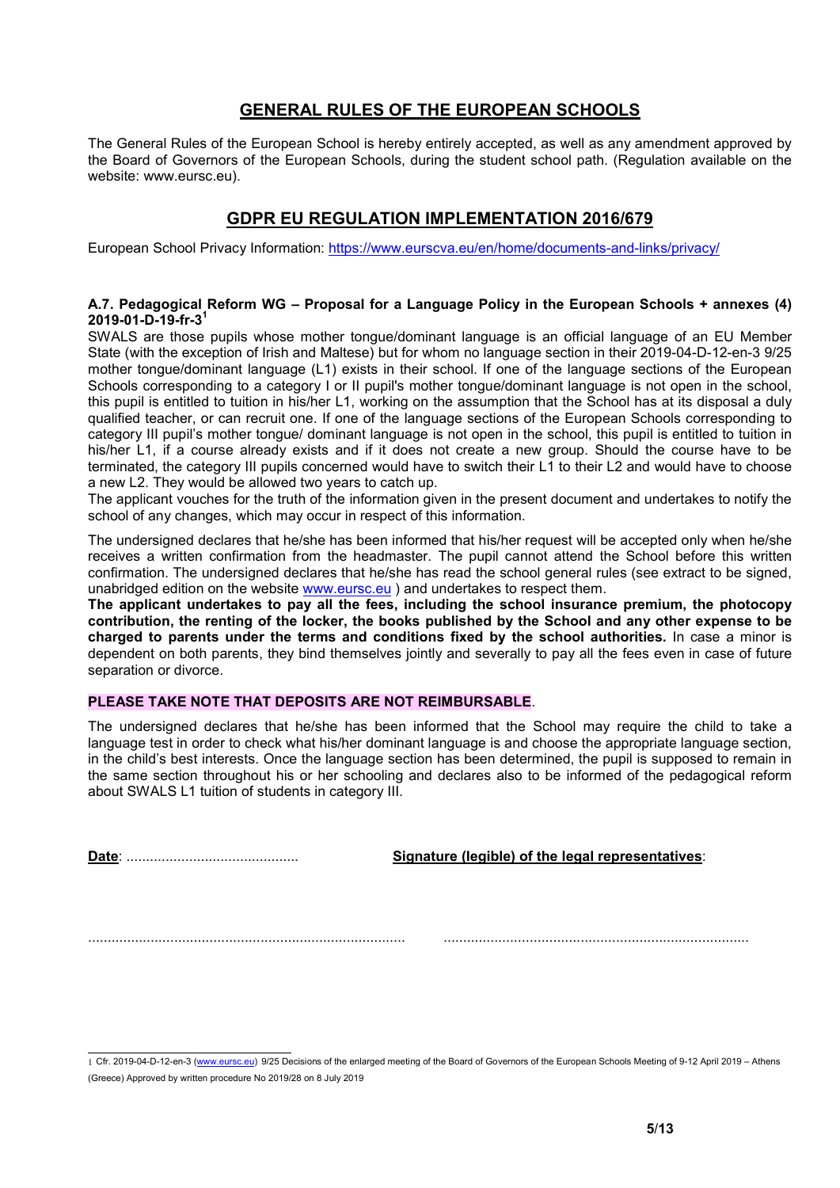## GENERAL RULES OF THE EUROPEAN SCHOOLS

The General Rules of the European School is hereby entirely accepted, as well as any amendment approved by the Board of Governors of the European Schools, during the student school path. (Regulation available on the website: www.eursc.eu).

## GDPR EU REGULATION IMPLEMENTATION 2016/679

European School Privacy Information: https://www.eurscva.eu/en/home/documents-and-links/privacy/

**A.7. Pedagogical Reform WG – Proposal for a Language Policy in the European Schools + annexes (4) 2019-01-D-19-fr-3**[1]

SWALS are those pupils whose mother tongue/dominant language is an official language of an EU Member State (with the exception of Irish and Maltese) but for whom no language section in their 2019-04-D-12-en-3 9/25 mother tongue/dominant language (L1) exists in their school. If one of the language sections of the European Schools corresponding to a category I or II pupil's mother tongue/dominant language is not open in the school, this pupil is entitled to tuition in his/her L1, working on the assumption that the School has at its disposal a duly qualified teacher, or can recruit one. If one of the language sections of the European Schools corresponding to category III pupil's mother tongue/ dominant language is not open in the school, this pupil is entitled to tuition in his/her L1, if a course already exists and if it does not create a new group. Should the course have to be terminated, the category III pupils concerned would have to switch their L1 to their L2 and would have to choose a new L2. They would be allowed two years to catch up.

The applicant vouches for the truth of the information given in the present document and undertakes to notify the school of any changes, which may occur in respect of this information.

The undersigned declares that he/she has been informed that his/her request will be accepted only when he/she receives a written confirmation from the headmaster. The pupil cannot attend the School before this written confirmation. The undersigned declares that he/she has read the school general rules (see extract to be signed, unabridged edition on the website www.eursc.eu ) and undertakes to respect them.

**The applicant undertakes to pay all the fees, including the school insurance premium, the photocopy contribution, the renting of the locker, the books published by the School and any other expense to be charged to parents under the terms and conditions fixed by the school authorities.** In case a minor is dependent on both parents, they bind themselves jointly and severally to pay all the fees even in case of future separation or divorce.

**PLEASE TAKE NOTE THAT DEPOSITS ARE NOT REIMBURSABLE**.

The undersigned declares that he/she has been informed that the School may require the child to take a language test in order to check what his/her dominant language is and choose the appropriate language section, in the child's best interests. Once the language section has been determined, the pupil is supposed to remain in the same section throughout his or her schooling and declares also to be informed of the pedagogical reform about SWALS L1 tuition of students in category III.

**Date**: ........................................... **Signature (legible) of the legal representatives**:

................................................................................ ..............................................................................

---

[1] Cfr. 2019-04-D-12-en-3 (www.eursc.eu) 9/25 Decisions of the enlarged meeting of the Board of Governors of the European Schools Meeting of 9-12 April 2019 – Athens (Greece) Approved by written procedure No 2019/28 on 8 July 2019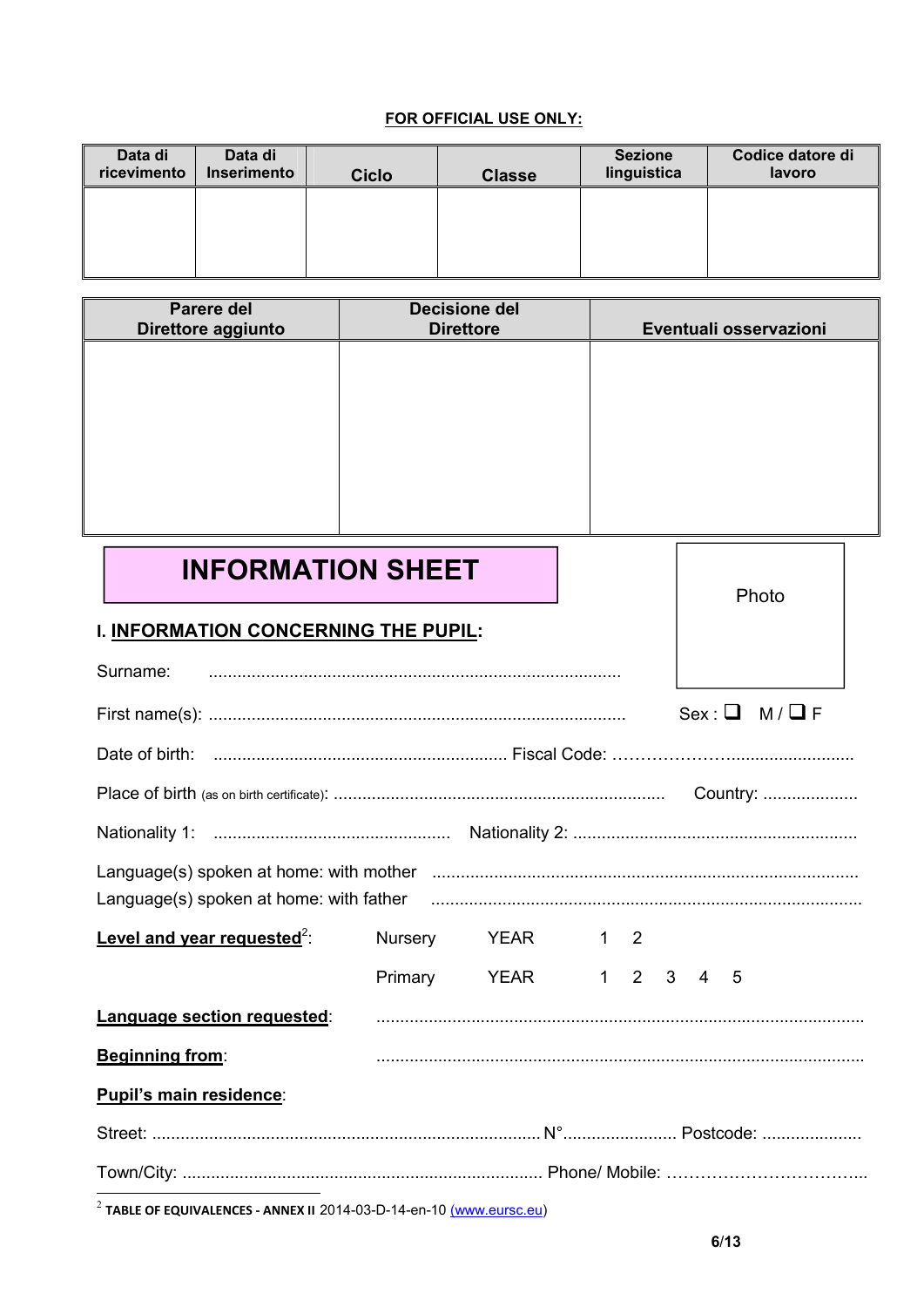**FOR OFFICIAL USE ONLY:**

| Data di ricevimento | Data di Inserimento | Ciclo | Classe | Sezione linguistica | Codice datore di lavoro |
|---|---|---|---|---|---|
| | | | | | |

| Parere del Direttore aggiunto | Decisione del Direttore | Eventuali osservazioni |
|---|---|---|
| | | |

# INFORMATION SHEET

Photo

## I. INFORMATION CONCERNING THE PUPIL:

Surname: ......................................................................................

First name(s): ....................................................................................... Sex : ☐ M / ☐ F

Date of birth: ............................................................. Fiscal Code: ………………….........................

Place of birth (as on birth certificate): ..................................................................... Country: ....................

Nationality 1: ................................................. Nationality 2: ...........................................................

Language(s) spoken at home: with mother .........................................................................................

Language(s) spoken at home: with father ..........................................................................................

**Level and year requested**[2]: Nursery YEAR 1 2

Primary YEAR 1 2 3 4 5

**Language section requested**: ......................................................................................................

**Beginning from**: ......................................................................................................

**Pupil's main residence**:

Street: ................................................................................. N°........................ Postcode: .....................

Town/City: ........................................................................... Phone/ Mobile: ………………………………..

[2] **TABLE OF EQUIVALENCES - ANNEX II** 2014-03-D-14-en-10 (www.eursc.eu)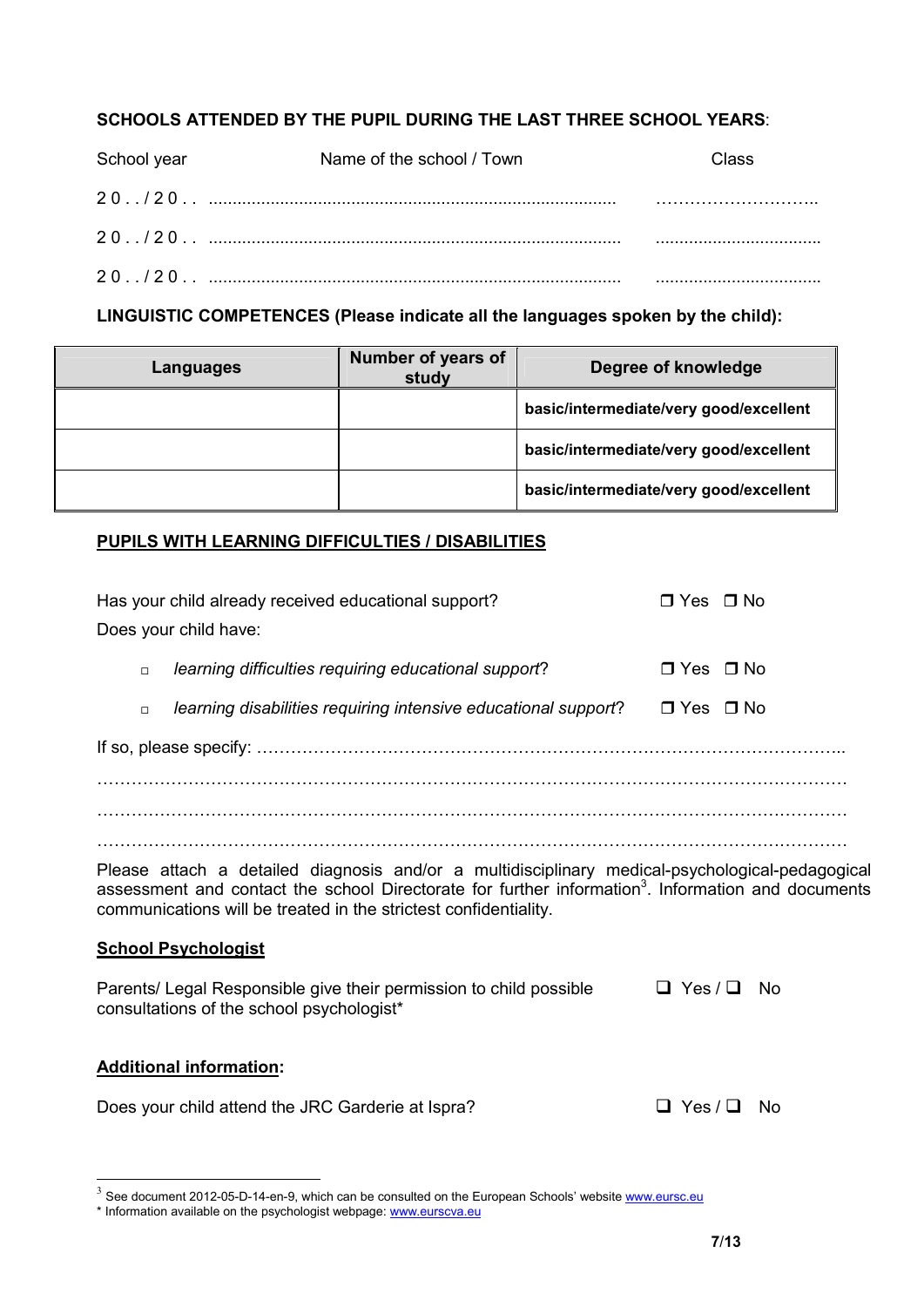**SCHOOLS ATTENDED BY THE PUPIL DURING THE LAST THREE SCHOOL YEARS**:

| School year | Name of the school / Town | Class |
|---|---|---|
| 2 0 . . / 2 0 . . | ............................................................................................ | ............................. |
| 2 0 . . / 2 0 . . | ............................................................................................ | ............................. |
| 2 0 . . / 2 0 . . | ............................................................................................ | ............................. |

**LINGUISTIC COMPETENCES (Please indicate all the languages spoken by the child):**

| Languages | Number of years of study | Degree of knowledge |
|---|---|---|
| | | **basic/intermediate/very good/excellent** |
| | | **basic/intermediate/very good/excellent** |
| | | **basic/intermediate/very good/excellent** |

**PUPILS WITH LEARNING DIFFICULTIES / DISABILITIES**

Has your child already received educational support? ❒ Yes ❒ No

Does your child have:

- *learning difficulties requiring educational support*? ❒ Yes ❒ No
- *learning disabilities requiring intensive educational support*? ❒ Yes ❒ No

If so, please specify: ..........................................................................................................................

..........................................................................................................................................

..........................................................................................................................................

..........................................................................................................................................

Please attach a detailed diagnosis and/or a multidisciplinary medical-psychological-pedagogical assessment and contact the school Directorate for further information[3]. Information and documents communications will be treated in the strictest confidentiality.

**School Psychologist**

Parents/ Legal Responsible give their permission to child possible consultations of the school psychologist* ❑ Yes / ❑ No

**Additional information:**

Does your child attend the JRC Garderie at Ispra? ❑ Yes / ❑ No

[3] See document 2012-05-D-14-en-9, which can be consulted on the European Schools' website www.eursc.eu

* Information available on the psychologist webpage: www.eurscva.eu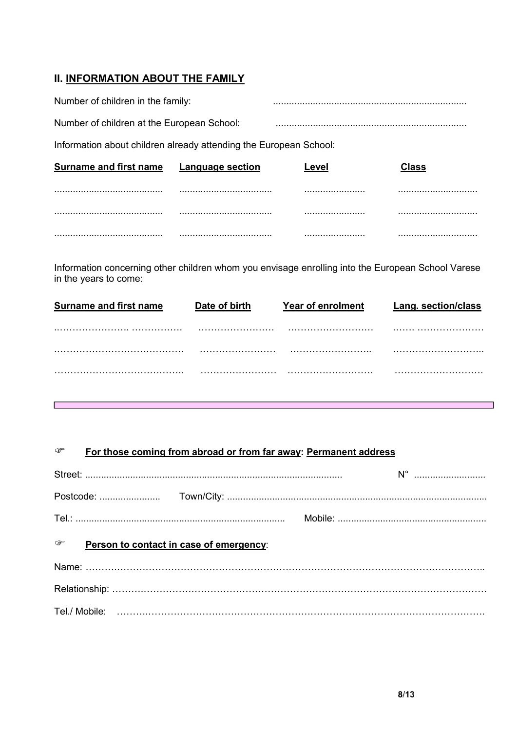## II. INFORMATION ABOUT THE FAMILY

Number of children in the family: ........................................................................

Number of children at the European School: ........................................................................

Information about children already attending the European School:

| Surname and first name | Language section | Level | Class |
|---|---|---|---|
| ......................................... | ................................... | ....................... | .............................. |
| ......................................... | ................................... | ....................... | .............................. |
| ......................................... | ................................... | ....................... | .............................. |

Information concerning other children whom you envisage enrolling into the European School Varese in the years to come:

| Surname and first name | Date of birth | Year of enrolment | Lang. section/class |
|---|---|---|---|
| ……………………. ……………. | …………………… | ……………………… | …… ………………… |
| …………………………………. | …………………… | …………………….. | ……………………….. |
| ………………………………….. | …………………… | ……………………… | ……………………… |

☞ **For those coming from abroad or from far away: Permanent address**

Street: ................................................................................................ N° ...........................

Postcode: ....................... Town/City: .................................................................................................

Tel.: .............................................................................. Mobile: .......................................................

☞ **Person to contact in case of emergency**:

Name: …………………………………………………………………………………………………………..

Relationship: …………………………………………………………………………………………………

Tel./ Mobile: ……………………………………………………………………………………………….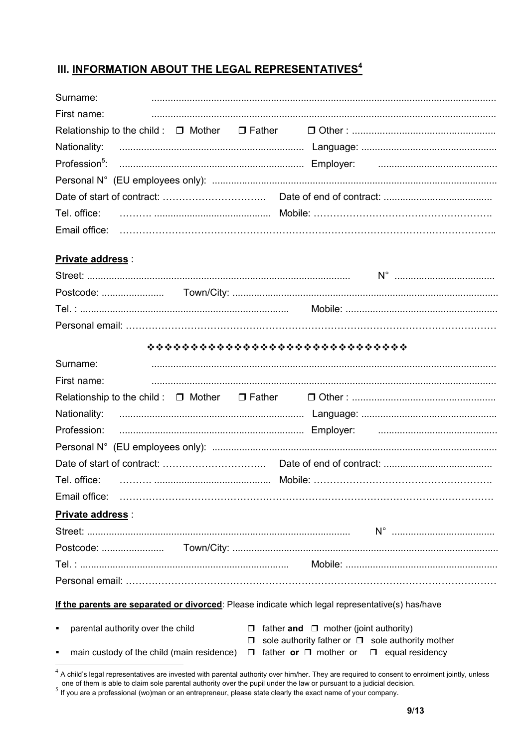## III. INFORMATION ABOUT THE LEGAL REPRESENTATIVES[4]

Surname: ..............................................................................................................................

First name: ..............................................................................................................................

Relationship to the child : ❒ Mother ❒ Father ❒ Other : ....................................................

Nationality: .................................................................... Language: ..................................................

Profession[5]: .................................................................... Employer: ............................................

Personal N° (EU employees only): ........................................................................................................

Date of start of contract: ………………………….. Date of end of contract: ........................................

Tel. office: ………. .......................................... Mobile: …………………………………………….

Email office: ……………………………………………………………………………………………..

**Private address** :

Street: ................................................................................................ N° .....................................

Postcode: ....................... Town/City: .................................................................................................

Tel. : ............................................................................ Mobile: .......................................................

Personal email: …………………………………………………………………………………………………

❖❖❖❖❖❖❖❖❖❖❖❖❖❖❖❖❖❖❖❖❖❖❖❖❖❖❖❖❖❖

Surname: ..............................................................................................................................

First name: ..............................................................................................................................

Relationship to the child : ❒ Mother ❒ Father ❒ Other : ....................................................

Nationality: .................................................................... Language: ..................................................

Profession: .................................................................... Employer: ............................................

Personal N° (EU employees only): ........................................................................................................

Date of start of contract: ………………………….. Date of end of contract: ........................................

Tel. office: ………. .......................................... Mobile: …………………………………………….

Email office: ……………………………………………………………………………………………..

**Private address** :

Street: ................................................................................................ N° .....................................

Postcode: ....................... Town/City: .................................................................................................

Tel. : ............................................................................ Mobile: .......................................................

Personal email: …………………………………………………………………………………………………

**If the parents are separated or divorced**: Please indicate which legal representative(s) has/have

- parental authority over the child ❒ father **and** ❒ mother (joint authority)
  ❒ sole authority father or ❒ sole authority mother
- main custody of the child (main residence) ❒ father **or** ❒ mother or ❒ equal residency

[4] A child's legal representatives are invested with parental authority over him/her. They are required to consent to enrolment jointly, unless one of them is able to claim sole parental authority over the pupil under the law or pursuant to a judicial decision.

[5] If you are a professional (wo)man or an entrepreneur, please state clearly the exact name of your company.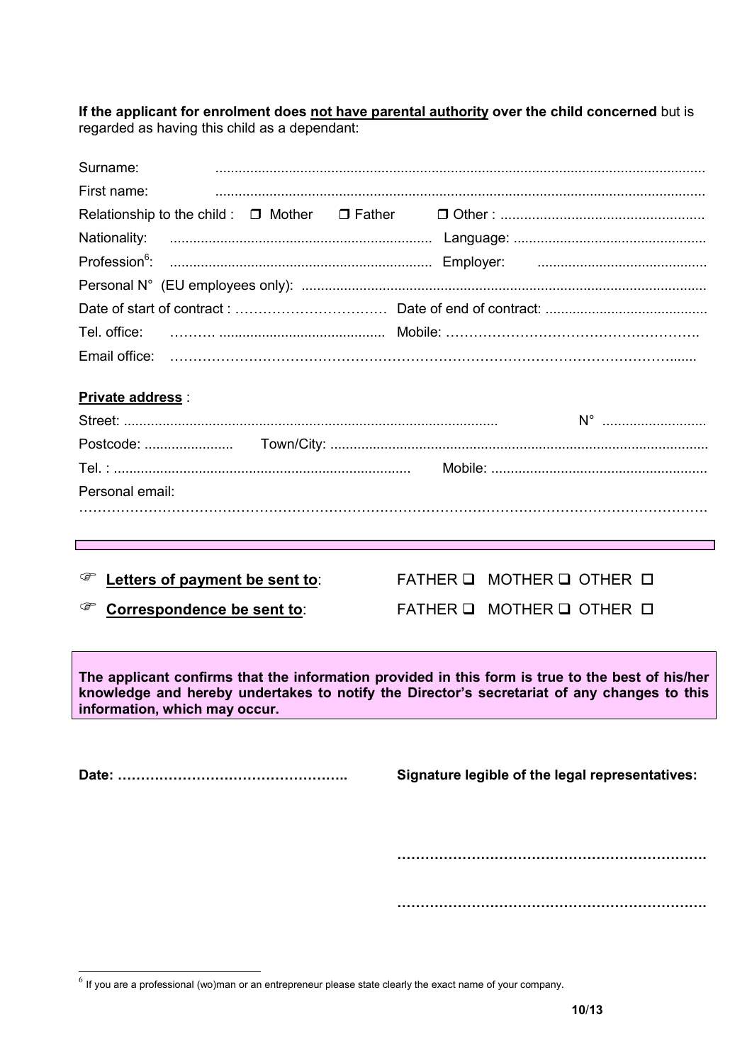**If the applicant for enrolment does <u>not have parental authority</u> over the child concerned** but is regarded as having this child as a dependant:

Surname: ..............................................................................................................................

First name: ..............................................................................................................................

Relationship to the child : ❒ Mother ❒ Father ❒ Other : ....................................................

Nationality: .................................................................... Language: ..................................................

Profession[6]: .................................................................... Employer: ............................................

Personal N° (EU employees only): ........................................................................................................

Date of start of contract : …………………………… Date of end of contract: ..........................................

Tel. office: ………. .......................................... Mobile: …………………………………………….

Email office: ……………………………………………………………………………………….......

**<u>Private address</u>** :

Street: ................................................................................................ N° ...........................

Postcode: ....................... Town/City: .................................................................................................

Tel. : ............................................................................ Mobile: .......................................................

Personal email:

…………………………………………………………………………………………………………….

☞ **<u>Letters of payment be sent to</u>**: FATHER ❑ MOTHER ❑ OTHER ☐

☞ **<u>Correspondence be sent to</u>**: FATHER ❑ MOTHER ❑ OTHER ☐

**The applicant confirms that the information provided in this form is true to the best of his/her knowledge and hereby undertakes to notify the Director's secretariat of any changes to this information, which may occur.**

**Date: …………………………………………..** **Signature legible of the legal representatives:**

**…………………………………………………………**

**…………………………………………………………**

[6] If you are a professional (wo)man or an entrepreneur please state clearly the exact name of your company.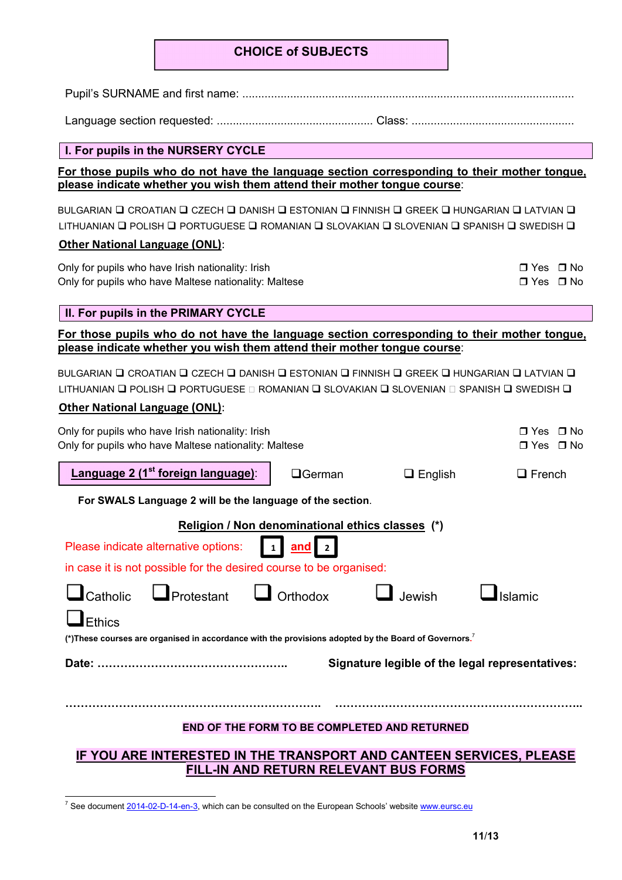# CHOICE of SUBJECTS

Pupil's SURNAME and first name: ......................................................................................................

Language section requested: ................................................ Class: ..................................................

## I. For pupils in the NURSERY CYCLE

**For those pupils who do not have the language section corresponding to their mother tongue, please indicate whether you wish them attend their mother tongue course:**

BULGARIAN ❑ CROATIAN ❑ CZECH ❑ DANISH ❑ ESTONIAN ❑ FINNISH ❑ GREEK ❑ HUNGARIAN ❑ LATVIAN ❑ LITHUANIAN ❑ POLISH ❑ PORTUGUESE ❑ ROMANIAN ❑ SLOVAKIAN ❑ SLOVENIAN ❑ SPANISH ❑ SWEDISH ❑

**Other National Language (ONL):**

Only for pupils who have Irish nationality: Irish ❒ Yes ❒ No

Only for pupils who have Maltese nationality: Maltese ❒ Yes ❒ No

## II. For pupils in the PRIMARY CYCLE

**For those pupils who do not have the language section corresponding to their mother tongue, please indicate whether you wish them attend their mother tongue course:**

BULGARIAN ❑ CROATIAN ❑ CZECH ❑ DANISH ❑ ESTONIAN ❑ FINNISH ❑ GREEK ❑ HUNGARIAN ❑ LATVIAN ❑ LITHUANIAN ❑ POLISH ❑ PORTUGUESE ☐ ROMANIAN ❑ SLOVAKIAN ❑ SLOVENIAN ☐ SPANISH ❑ SWEDISH ❑

**Other National Language (ONL):**

Only for pupils who have Irish nationality: Irish ❒ Yes ❒ No

Only for pupils who have Maltese nationality: Maltese ❒ Yes ❒ No

**Language 2 (1st foreign language):** ❑German ❑ English ❑ French

**For SWALS Language 2 will be the language of the section.**

**Religion / Non denominational ethics classes (*)**

Please indicate alternative options: 1 **and** 2

in case it is not possible for the desired course to be organised:

❑Catholic ❑Protestant ❑ Orthodox ❑ Jewish ❑Islamic

❑Ethics

**(*)These courses are organised in accordance with the provisions adopted by the Board of Governors.**[7]

**Date: …………………………………………..** **Signature legible of the legal representatives:**

**……………………………………………………………. ……………………………………………………………..**

**END OF THE FORM TO BE COMPLETED AND RETURNED**

**IF YOU ARE INTERESTED IN THE TRANSPORT AND CANTEEN SERVICES, PLEASE FILL-IN AND RETURN RELEVANT BUS FORMS**

[7] See document 2014-02-D-14-en-3, which can be consulted on the European Schools' website www.eursc.eu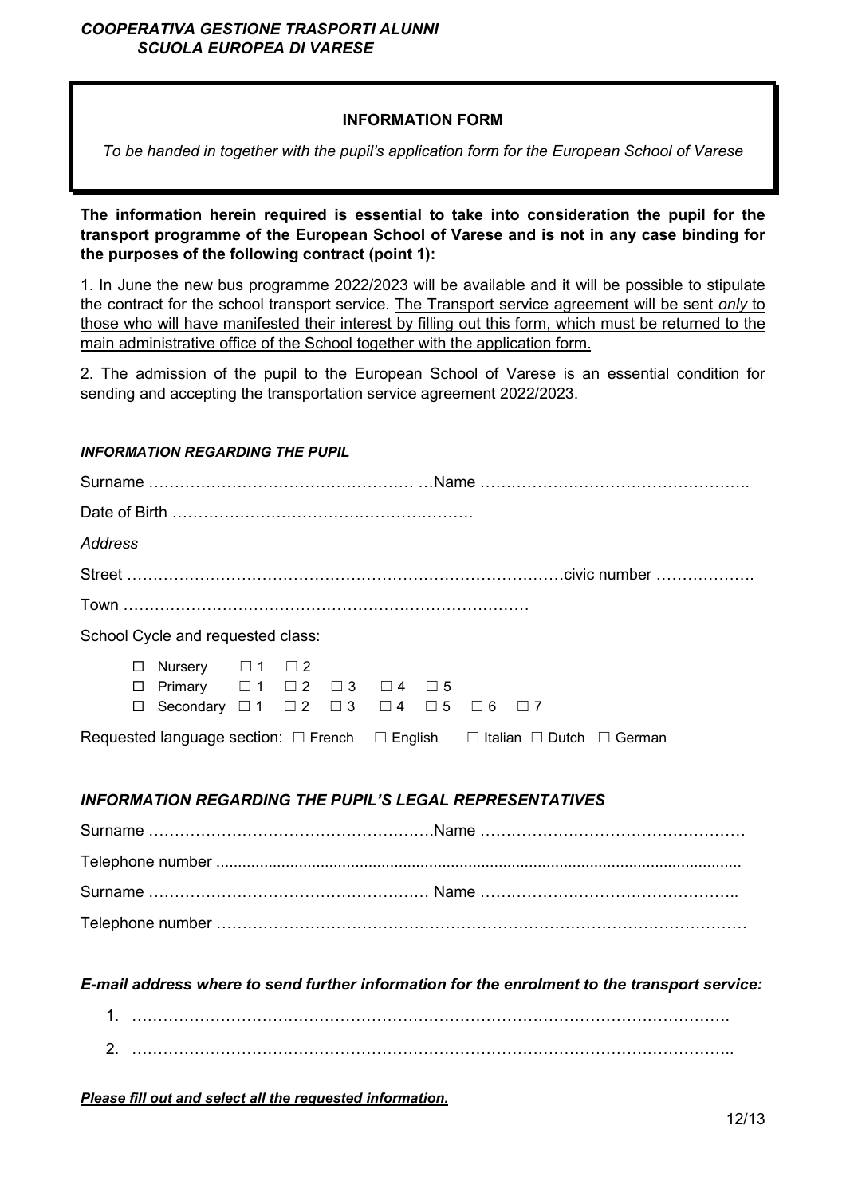***COOPERATIVA GESTIONE TRASPORTI ALUNNI***
***SCUOLA EUROPEA DI VARESE***

## INFORMATION FORM

*To be handed in together with the pupil's application form for the European School of Varese*

**The information herein required is essential to take into consideration the pupil for the transport programme of the European School of Varese and is not in any case binding for the purposes of the following contract (point 1):**

1. In June the new bus programme 2022/2023 will be available and it will be possible to stipulate the contract for the school transport service. The Transport service agreement will be sent *only* to those who will have manifested their interest by filling out this form, which must be returned to the main administrative office of the School together with the application form.

2. The admission of the pupil to the European School of Varese is an essential condition for sending and accepting the transportation service agreement 2022/2023.

***INFORMATION REGARDING THE PUPIL***

Surname ………………………………………… …Name ………………………………………….

Date of Birth ………………………………………………….

*Address*

Street ………………………………………………………………………civic number ……………….

Town ………………………………………………………………

School Cycle and requested class:

- ☐ Nursery ☐ 1 ☐ 2
- ☐ Primary ☐ 1 ☐ 2 ☐ 3 ☐ 4 ☐ 5
- ☐ Secondary ☐ 1 ☐ 2 ☐ 3 ☐ 4 ☐ 5 ☐ 6 ☐ 7

Requested language section: ☐ French ☐ English ☐ Italian ☐ Dutch ☐ German

### *INFORMATION REGARDING THE PUPIL'S LEGAL REPRESENTATIVES*

Surname …………………………………………….Name ……………………………………………

Telephone number ........................................................................................................................

Surname …………………………………………… Name …………………………………………..

Telephone number ………………………………………………………………………………………

### *E-mail address where to send further information for the enrolment to the transport service:*

1. ……………………………………………………………………………………………….
2. ………………………………………………………………………………………………..

***Please fill out and select all the requested information.***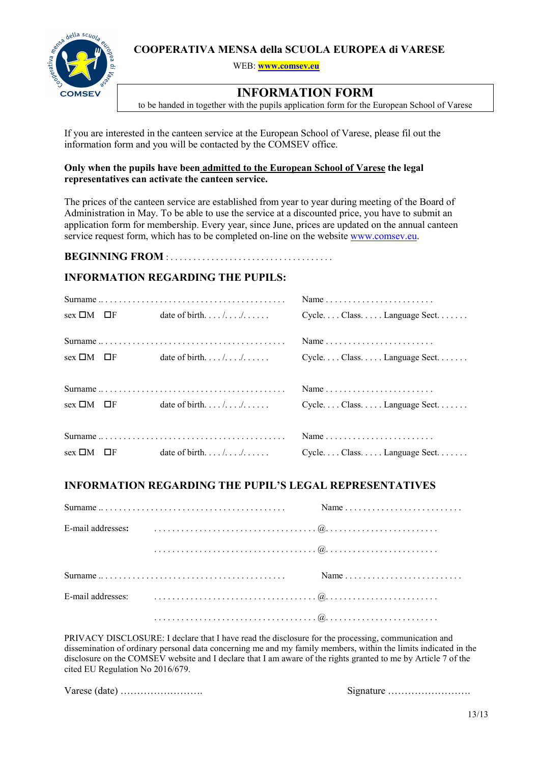**COOPERATIVA MENSA della SCUOLA EUROPEA di VARESE**

WEB: **www.comsev.eu**

# INFORMATION FORM

to be handed in together with the pupils application form for the European School of Varese

If you are interested in the canteen service at the European School of Varese, please fil out the information form and you will be contacted by the COMSEV office.

**Only when the pupils have been admitted to the European School of Varese the legal representatives can activate the canteen service.**

The prices of the canteen service are established from year to year during meeting of the Board of Administration in May. To be able to use the service at a discounted price, you have to submit an application form for membership. Every year, since June, prices are updated on the annual canteen service request form, which has to be completed on-line on the website www.comsev.eu.

**BEGINNING FROM** : . . . . . . . . . . . . . . . . . . . . . . . . . . . . . . . . . . .

## INFORMATION REGARDING THE PUPILS:

Surname .. . . . . . . . . . . . . . . . . . . . . . . . . . . . . . . . . . . . . . . Name . . . . . . . . . . . . . . . . . . . . . . . .

sex ☐M ☐F date of birth. . . . /. . . ./. . . . . . Cycle. . . . Class. . . . . Language Sect. . . . . . .

Surname .. . . . . . . . . . . . . . . . . . . . . . . . . . . . . . . . . . . . . . . Name . . . . . . . . . . . . . . . . . . . . . . . .

sex ☐M ☐F date of birth. . . . /. . . ./. . . . . . Cycle. . . . Class. . . . . Language Sect. . . . . . .

Surname .. . . . . . . . . . . . . . . . . . . . . . . . . . . . . . . . . . . . . . . Name . . . . . . . . . . . . . . . . . . . . . . . .

sex ☐M ☐F date of birth. . . . /. . . ./. . . . . . Cycle. . . . Class. . . . . Language Sect. . . . . . .

Surname .. . . . . . . . . . . . . . . . . . . . . . . . . . . . . . . . . . . . . . . Name . . . . . . . . . . . . . . . . . . . . . . . .

sex ☐M ☐F date of birth. . . . /. . . ./. . . . . . Cycle. . . . Class. . . . . Language Sect. . . . . . .

## INFORMATION REGARDING THE PUPIL'S LEGAL REPRESENTATIVES

Surname .. . . . . . . . . . . . . . . . . . . . . . . . . . . . . . . . . . . . . . . Name . . . . . . . . . . . . . . . . . . . . . . . . . .

E-mail addresses: . . . . . . . . . . . . . . . . . . . . . . . . . . . . . . . . . . . @. . . . . . . . . . . . . . . . . . . . . . . . .

. . . . . . . . . . . . . . . . . . . . . . . . . . . . . . . . . . . @. . . . . . . . . . . . . . . . . . . . . . . . .

Surname .. . . . . . . . . . . . . . . . . . . . . . . . . . . . . . . . . . . . . . . Name . . . . . . . . . . . . . . . . . . . . . . . . . .

E-mail addresses: . . . . . . . . . . . . . . . . . . . . . . . . . . . . . . . . . . . @. . . . . . . . . . . . . . . . . . . . . . . . .

. . . . . . . . . . . . . . . . . . . . . . . . . . . . . . . . . . . @. . . . . . . . . . . . . . . . . . . . . . . . .

PRIVACY DISCLOSURE: I declare that I have read the disclosure for the processing, communication and dissemination of ordinary personal data concerning me and my family members, within the limits indicated in the disclosure on the COMSEV website and I declare that I am aware of the rights granted to me by Article 7 of the cited EU Regulation No 2016/679.

Varese (date) ……………………. Signature …………………….